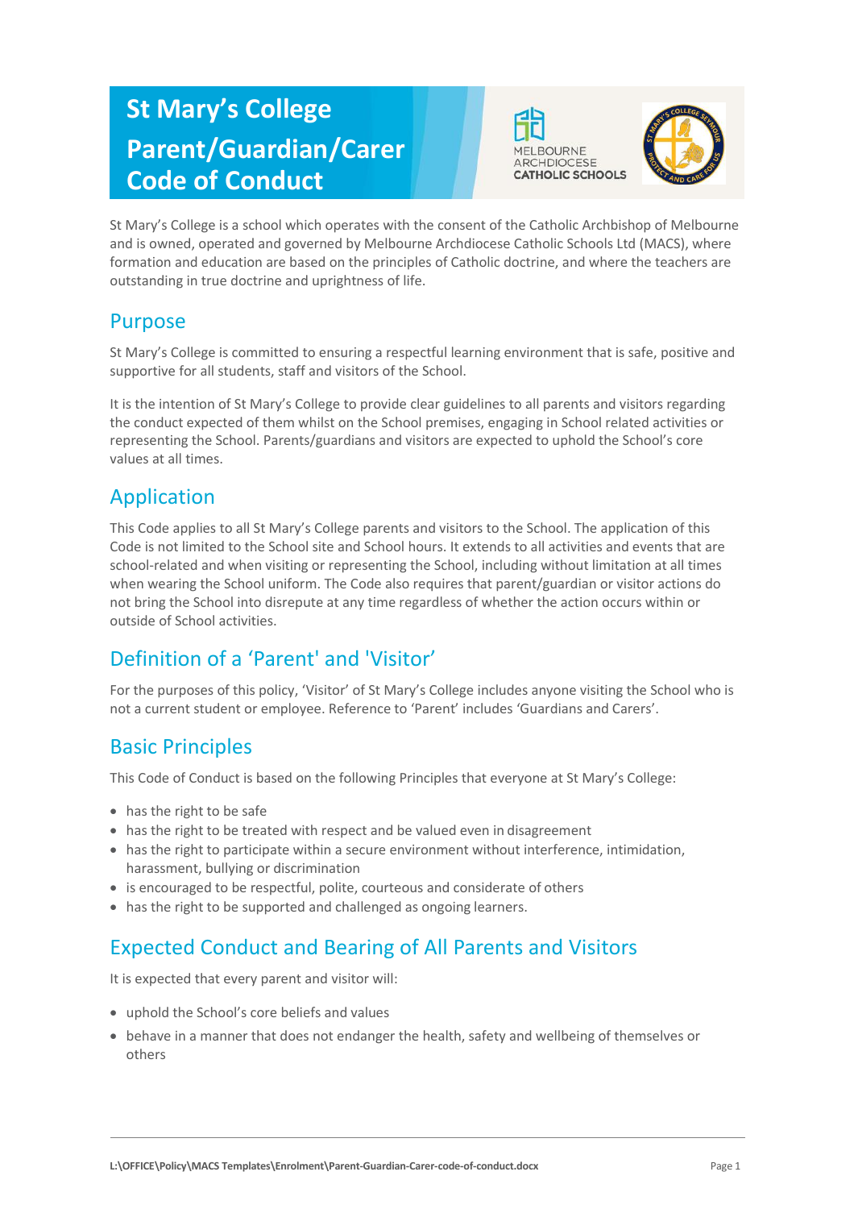# St Mary's College Parent/Guardian/Carer Code of Conduct

St Mary's College is a school which operates with the consent of the Catholic Archbishop of Melbourne and is owned, operated and governed by Melbourne Archdiocese Catholic Schools Ltd (MACS), where formation and education are based on the principles of Catholic doctrine, and where the teachers are outstanding in true doctrine and uprightness of life.

## Purpose

St Mary's College is committed to ensuring a respectful learning environment that is safe, positive and supportive for all students, staff and visitors of the School.

It is the intention of St Mary's College to provide clear guidelines to all parents and visitors regarding the conduct expected of them whilst on the School premises, engaging in School related activities or representing the School. Parents/guardians and visitors are expected to uphold the School's core values at all times.

## Application

This Code applies to all St Mary's College parents and visitors to the School. The application of this Code is not limited to the School site and School hours. It extends to all activities and events that are school-related and when visiting or representing the School, including without limitation at all times when wearing the School uniform. The Code also requires that parent/guardian or visitor actions do not bring the School into disrepute at any time regardless of whether the action occurs within or outside of School activities.

## Definition of a 'Parent' and 'Visitor'

For the purposes of this policy, 'Visitor' of St Mary's College includes anyone visiting the School who is not a current student or employee. Reference to 'Parent' includes 'Guardians and Carers'.

## Basic Principles

This Code of Conduct is based on the following Principles that everyone at St Mary's College:

- has the right to be safe
- has the right to be treated with respect and be valued even in disagreement
- has the right to participate within a secure environment without interference, intimidation, harassment, bullying or discrimination
- is encouraged to be respectful, polite, courteous and considerate of others
- has the right to be supported and challenged as ongoing learners.

## Expected Conduct and Bearing of All Parents and Visitors

It is expected that every parent and visitor will:

- uphold the School's core beliefs and values
- behave in a manner that does not endanger the health, safety and wellbeing of themselves or others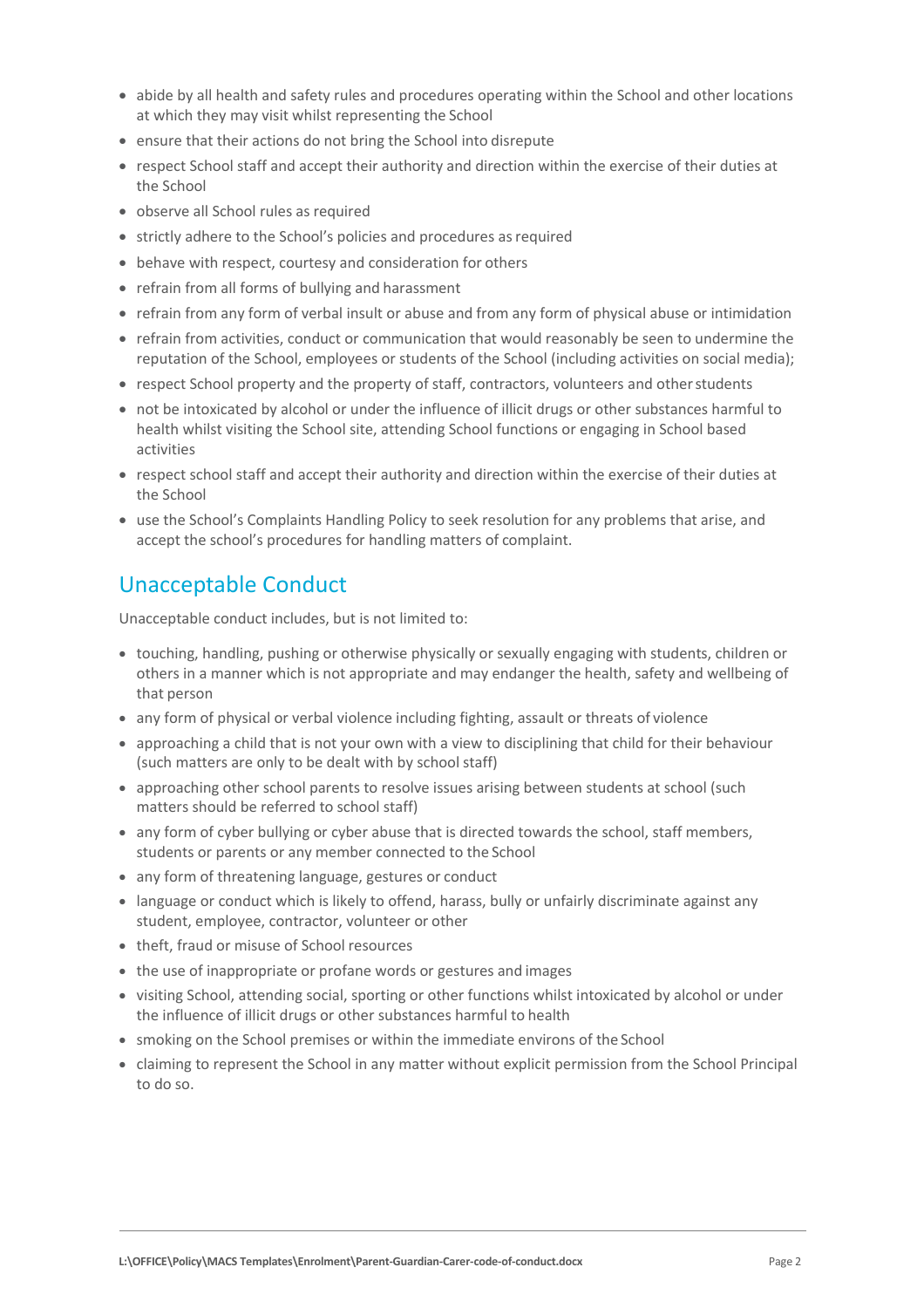- abide by all health and safety rules and procedures operating within the School and other locations at which they may visit whilst representing the School
- ensure that their actions do not bring the School into disrepute
- respect School staff and accept their authority and direction within the exercise of their duties at the School
- observe all School rules as required
- strictly adhere to the School's policies and procedures as required
- behave with respect, courtesy and consideration for others
- refrain from all forms of bullying and harassment
- refrain from any form of verbal insult or abuse and from any form of physical abuse or intimidation
- refrain from activities, conduct or communication that would reasonably be seen to undermine the reputation of the School, employees or students of the School (including activities on social media);
- respect School property and the property of staff, contractors, volunteers and other students
- not be intoxicated by alcohol or under the influence of illicit drugs or other substances harmful to health whilst visiting the School site, attending School functions or engaging in School based activities
- respect school staff and accept their authority and direction within the exercise of their duties at the School
- use the School's Complaints Handling Policy to seek resolution for any problems that arise, and accept the school's procedures for handling matters of complaint.

## Unacceptable Conduct

Unacceptable conduct includes, but is not limited to:

- touching, handling, pushing or otherwise physically or sexually engaging with students, children or others in a manner which is not appropriate and may endanger the health, safety and wellbeing of that person
- any form of physical or verbal violence including fighting, assault or threats of violence
- approaching a child that is not your own with a view to disciplining that child for their behaviour (such matters are only to be dealt with by school staff)
- approaching other school parents to resolve issues arising between students at school (such matters should be referred to school staff)
- any form of cyber bullying or cyber abuse that is directed towards the school, staff members, students or parents or any member connected to the School
- any form of threatening language, gestures or conduct
- language or conduct which is likely to offend, harass, bully or unfairly discriminate against any student, employee, contractor, volunteer or other
- theft, fraud or misuse of School resources
- the use of inappropriate or profane words or gestures and images
- visiting School, attending social, sporting or other functions whilst intoxicated by alcohol or under the influence of illicit drugs or other substances harmful to health
- smoking on the School premises or within the immediate environs of the School
- claiming to represent the School in any matter without explicit permission from the School Principal to do so.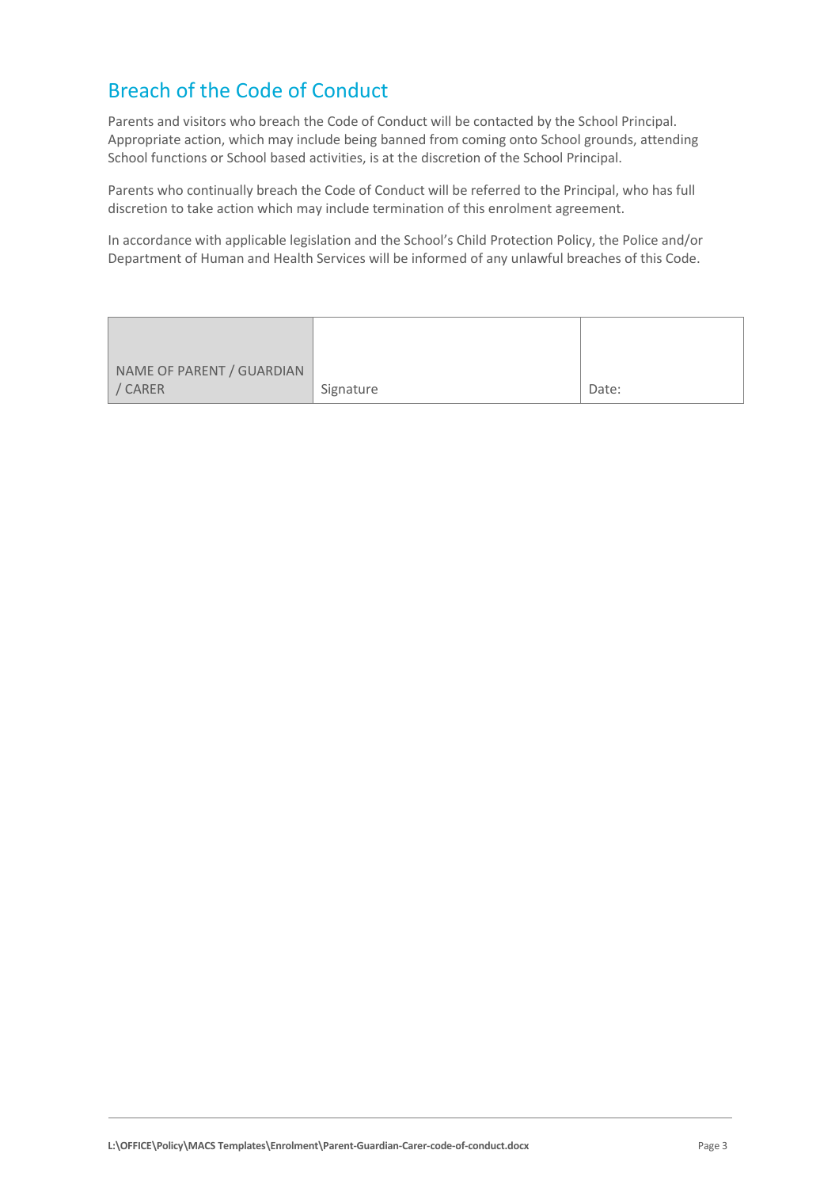## Breach of the Code of Conduct

Parents and visitors who breach the Code of Conduct will be contacted by the School Principal. Appropriate action, which may include being banned from coming onto School grounds, attending School functions or School based activities, is at the discretion of the School Principal.

Parents who continually breach the Code of Conduct will be referred to the Principal, who has full discretion to take action which may include termination of this enrolment agreement.

In accordance with applicable legislation and the School's Child Protection Policy, the Police and/or Department of Human and Health Services will be informed of any unlawful breaches of this Code.

| | | |
|---|---|---|
| NAME OF PARENT / GUARDIAN / CARER | Signature | Date: |